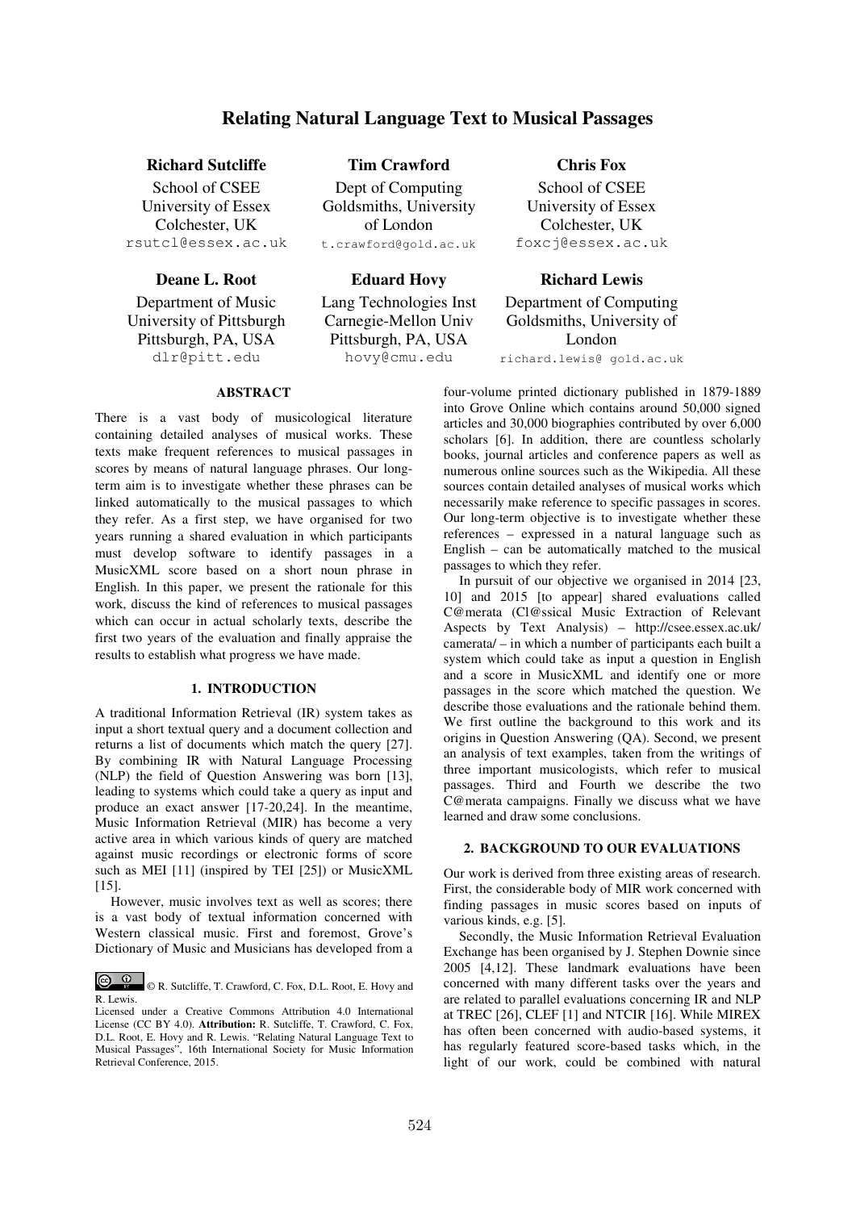# Relating Natural Language Text to Musical Passages

**Richard Sutcliffe**
School of CSEE
University of Essex
Colchester, UK
rsutcl@essex.ac.uk

**Tim Crawford**
Dept of Computing
Goldsmiths, University of London
t.crawford@gold.ac.uk

**Chris Fox**
School of CSEE
University of Essex
Colchester, UK
foxcj@essex.ac.uk

**Deane L. Root**
Department of Music
University of Pittsburgh
Pittsburgh, PA, USA
dlr@pitt.edu

**Eduard Hovy**
Lang Technologies Inst
Carnegie-Mellon Univ
Pittsburgh, PA, USA
hovy@cmu.edu

**Richard Lewis**
Department of Computing
Goldsmiths, University of London
richard.lewis@ gold.ac.uk

## ABSTRACT

There is a vast body of musicological literature containing detailed analyses of musical works. These texts make frequent references to musical passages in scores by means of natural language phrases. Our long-term aim is to investigate whether these phrases can be linked automatically to the musical passages to which they refer. As a first step, we have organised for two years running a shared evaluation in which participants must develop software to identify passages in a MusicXML score based on a short noun phrase in English. In this paper, we present the rationale for this work, discuss the kind of references to musical passages which can occur in actual scholarly texts, describe the first two years of the evaluation and finally appraise the results to establish what progress we have made.

## 1. INTRODUCTION

A traditional Information Retrieval (IR) system takes as input a short textual query and a document collection and returns a list of documents which match the query [27]. By combining IR with Natural Language Processing (NLP) the field of Question Answering was born [13], leading to systems which could take a query as input and produce an exact answer [17-20,24]. In the meantime, Music Information Retrieval (MIR) has become a very active area in which various kinds of query are matched against music recordings or electronic forms of score such as MEI [11] (inspired by TEI [25]) or MusicXML [15].

However, music involves text as well as scores; there is a vast body of textual information concerned with Western classical music. First and foremost, Grove's Dictionary of Music and Musicians has developed from a four-volume printed dictionary published in 1879-1889 into Grove Online which contains around 50,000 signed articles and 30,000 biographies contributed by over 6,000 scholars [6]. In addition, there are countless scholarly books, journal articles and conference papers as well as numerous online sources such as the Wikipedia. All these sources contain detailed analyses of musical works which necessarily make reference to specific passages in scores. Our long-term objective is to investigate whether these references – expressed in a natural language such as English – can be automatically matched to the musical passages to which they refer.

In pursuit of our objective we organised in 2014 [23, 10] and 2015 [to appear] shared evaluations called C@merata (Cl@ssical Music Extraction of Relevant Aspects by Text Analysis) – http://csee.essex.ac.uk/camerata/ – in which a number of participants each built a system which could take as input a question in English and a score in MusicXML and identify one or more passages in the score which matched the question. We describe those evaluations and the rationale behind them. We first outline the background to this work and its origins in Question Answering (QA). Second, we present an analysis of text examples, taken from the writings of three important musicologists, which refer to musical passages. Third and Fourth we describe the two C@merata campaigns. Finally we discuss what we have learned and draw some conclusions.

## 2. BACKGROUND TO OUR EVALUATIONS

Our work is derived from three existing areas of research. First, the considerable body of MIR work concerned with finding passages in music scores based on inputs of various kinds, e.g. [5].

Secondly, the Music Information Retrieval Evaluation Exchange has been organised by J. Stephen Downie since 2005 [4,12]. These landmark evaluations have been concerned with many different tasks over the years and are related to parallel evaluations concerning IR and NLP at TREC [26], CLEF [1] and NTCIR [16]. While MIREX has often been concerned with audio-based systems, it has regularly featured score-based tasks which, in the light of our work, could be combined with natural

© R. Sutcliffe, T. Crawford, C. Fox, D.L. Root, E. Hovy and R. Lewis.
Licensed under a Creative Commons Attribution 4.0 International License (CC BY 4.0). **Attribution:** R. Sutcliffe, T. Crawford, C. Fox, D.L. Root, E. Hovy and R. Lewis. "Relating Natural Language Text to Musical Passages", 16th International Society for Music Information Retrieval Conference, 2015.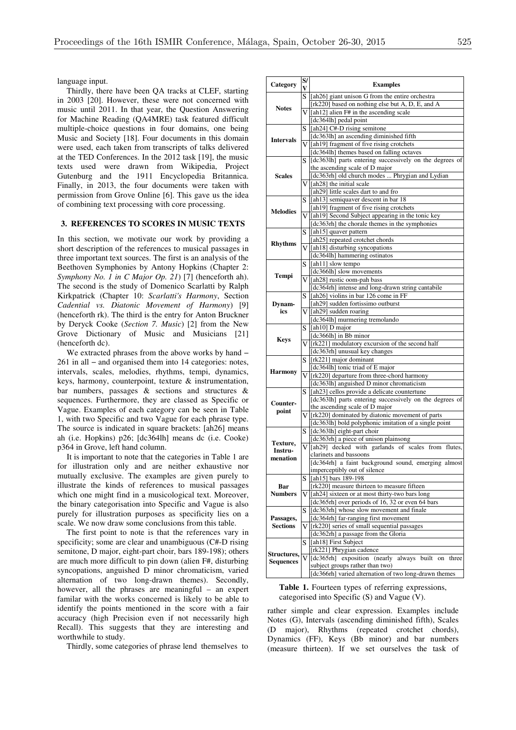language input.

Thirdly, there have been QA tracks at CLEF, starting in 2003 [20]. However, these were not concerned with music until 2011. In that year, the Question Answering for Machine Reading (QA4MRE) task featured difficult multiple-choice questions in four domains, one being Music and Society [18]. Four documents in this domain were used, each taken from transcripts of talks delivered at the TED Conferences. In the 2012 task [19], the music texts used were drawn from Wikipedia, Project Gutenburg and the 1911 Encyclopedia Britannica. Finally, in 2013, the four documents were taken with permission from Grove Online [6]. This gave us the idea of combining text processing with core processing.

## 3. REFERENCES TO SCORES IN MUSIC TEXTS

In this section, we motivate our work by providing a short description of the references to musical passages in three important text sources. The first is an analysis of the Beethoven Symphonies by Antony Hopkins (Chapter 2: *Symphony No. 1 in C Major Op. 21*) [7] (henceforth ah). The second is the study of Domenico Scarlatti by Ralph Kirkpatrick (Chapter 10: *Scarlatti's Harmony*, Section *Cadential vs. Diatonic Movement of Harmony*) [9] (henceforth rk). The third is the entry for Anton Bruckner by Deryck Cooke (*Section 7. Music*) [2] from the New Grove Dictionary of Music and Musicians [21] (henceforth dc).

We extracted phrases from the above works by hand – 261 in all – and organised them into 14 categories: notes, intervals, scales, melodies, rhythms, tempi, dynamics, keys, harmony, counterpoint, texture & instrumentation, bar numbers, passages & sections and structures & sequences. Furthermore, they are classed as Specific or Vague. Examples of each category can be seen in Table 1, with two Specific and two Vague for each phrase type. The source is indicated in square brackets: [ah26] means ah (i.e. Hopkins) p26; [dc364lh] means dc (i.e. Cooke) p364 in Grove, left hand column.

It is important to note that the categories in Table 1 are for illustration only and are neither exhaustive nor mutually exclusive. The examples are given purely to illustrate the kinds of references to musical passages which one might find in a musicological text. Moreover, the binary categorisation into Specific and Vague is also purely for illustration purposes as specificity lies on a scale. We now draw some conclusions from this table.

The first point to note is that the references vary in specificity; some are clear and unambiguous (C#-D rising semitone, D major, eight-part choir, bars 189-198); others are much more difficult to pin down (alien F#, disturbing syncopations, anguished D minor chromaticism, varied alternation of two long-drawn themes). Secondly, however, all the phrases are meaningful – an expert familar with the works concerned is likely to be able to identify the points mentioned in the score with a fair accuracy (high Precision even if not necessarily high Recall). This suggests that they are interesting and worthwhile to study.

Thirdly, some categories of phrase lend themselves to rather simple and clear expression. Examples include Notes (G), Intervals (ascending diminished fifth), Scales (D major), Rhythms (repeated crotchet chords), Dynamics (FF), Keys (Bb minor) and bar numbers (measure thirteen). If we set ourselves the task of

| Category | S/V | Examples |
|---|---|---|
| Notes | S | [ah26] giant unison G from the entire orchestra |
| | | [rk220] based on nothing else but A, D, E, and A |
| | V | [ah12] alien F# in the ascending scale |
| | | [dc364lh] pedal point |
| Intervals | S | [ah24] C#-D rising semitone |
| | | [dc363lh] an ascending diminished fifth |
| | V | [ah19] fragment of five rising crotchets |
| | | [dc364lh] themes based on falling octaves |
| Scales | S | [dc363lh] parts entering successively on the degrees of the ascending scale of D major |
| | | [dc363rh] old church modes ... Phrygian and Lydian |
| | V | [ah28] the initial scale |
| | | [ah29] little scales dart to and fro |
| Melodies | S | [ah13] semiquaver descent in bar 18 |
| | | [ah19] fragment of five rising crotchets |
| | V | [ah19] Second Subject appearing in the tonic key |
| | | [dc363rh] the chorale themes in the symphonies |
| Rhythms | S | [ah15] quaver pattern |
| | | [ah25] repeated crotchet chords |
| | V | [ah18] disturbing syncopations |
| | | [dc364lh] hammering ostinatos |
| Tempi | S | [ah11] slow tempo |
| | | [dc366lh] slow movements |
| | V | [ah28] rustic oom-pah bass |
| | | [dc364rh] intense and long-drawn string cantabile |
| Dynamics | S | [ah26] violins in bar 126 come in FF |
| | | [ah29] sudden fortissimo outburst |
| | V | [ah29] sudden roaring |
| | | [dc364lh] murmering tremolando |
| Keys | S | [ah10] D major |
| | | [dc366lh] in Bb minor |
| | V | [rk221] modulatory excursion of the second half |
| | | [dc363rh] unusual key changes |
| Harmony | S | [rk221] major dominant |
| | | [dc364lh] tonic triad of E major |
| | V | [rk220] departure from three-chord harmony |
| | | [dc363lh] anguished D minor chromaticism |
| Counterpoint | S | [ah23] cellos provide a delicate countertune |
| | | [dc363lh] parts entering successively on the degrees of the ascending scale of D major |
| | V | [rk220] dominated by diatonic movement of parts |
| | | [dc363lh] bold polyphonic imitation of a single point |
| Texture, Instrumenation | S | [dc363lh] eight-part choir |
| | | [dc363rh] a piece of unison plainsong |
| | V | [ah29] decked with garlands of scales from flutes, clarinets and bassoons |
| | | [dc364rh] a faint background sound, emerging almost imperceptibly out of silence |
| Bar Numbers | S | [ah15] bars 189-198 |
| | | [rk220] measure thirteen to measure fifteen |
| | V | [ah24] sixteen or at most thirty-two bars long |
| | | [dc365rh] over periods of 16, 32 or even 64 bars |
| Passages, Sections | S | [dc363rh] whose slow movement and finale |
| | | [dc364rh] far-ranging first movement |
| | V | [rk220] series of small sequential passages |
| | | [dc362rh] a passage from the Gloria |
| Structures, Sequences | S | [ah18] First Subject |
| | | [rk221] Phrygian cadence |
| | V | [dc365rh] exposition (nearly always built on three subject groups rather than two) |
| | | [dc366rh] varied alternation of two long-drawn themes |

**Table 1.** Fourteen types of referring expressions, categorised into Specific (S) and Vague (V).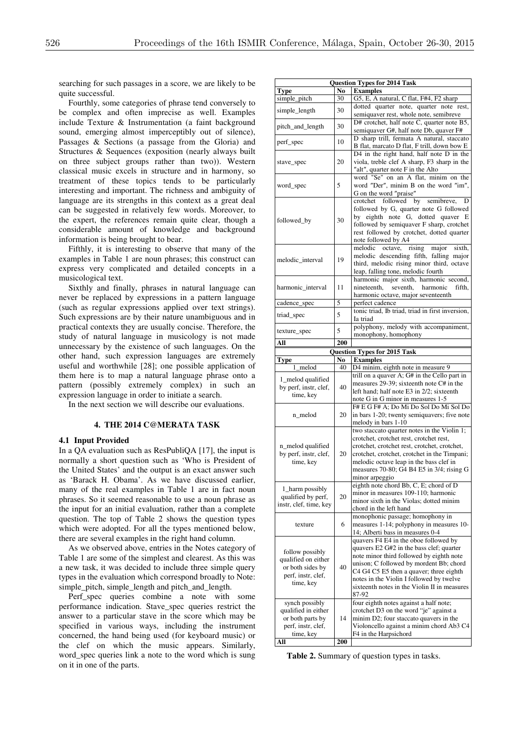searching for such passages in a score, we are likely to be quite successful.

Fourthly, some categories of phrase tend conversely to be complex and often imprecise as well. Examples include Texture & Instrumentation (a faint background sound, emerging almost imperceptibly out of silence), Passages & Sections (a passage from the Gloria) and Structures & Sequences (exposition (nearly always built on three subject groups rather than two)). Western classical music excels in structure and in harmony, so treatment of these topics tends to be particularly interesting and important. The richness and ambiguity of language are its strengths in this context as a great deal can be suggested in relatively few words. Moreover, to the expert, the references remain quite clear, though a considerable amount of knowledge and background information is being brought to bear.

Fifthly, it is interesting to observe that many of the examples in Table 1 are noun phrases; this construct can express very complicated and detailed concepts in a musicological text.

Sixthly and finally, phrases in natural language can never be replaced by expressions in a pattern language (such as regular expressions applied over text strings). Such expressions are by their nature unambiguous and in practical contexts they are usually concise. Therefore, the study of natural language in musicology is not made unnecessary by the existence of such languages. On the other hand, such expression languages are extremely useful and worthwhile [28]; one possible application of them here is to map a natural language phrase onto a pattern (possibly extremely complex) in such an expression language in order to initiate a search.

In the next section we will describe our evaluations.

## 4. THE 2014 C@MERATA TASK

### 4.1 Input Provided

In a QA evaluation such as ResPubliQA [17], the input is normally a short question such as 'Who is President of the United States' and the output is an exact answer such as 'Barack H. Obama'. As we have discussed earlier, many of the real examples in Table 1 are in fact noun phrases. So it seemed reasonable to use a noun phrase as the input for an initial evaluation, rather than a complete question. The top of Table 2 shows the question types which were adopted. For all the types mentioned below, there are several examples in the right hand column.

As we observed above, entries in the Notes category of Table 1 are some of the simplest and clearest. As this was a new task, it was decided to include three simple query types in the evaluation which correspond broadly to Note: simple_pitch, simple_length and pitch_and_length.

Perf_spec queries combine a note with some performance indication. Stave_spec queries restrict the answer to a particular stave in the score which may be specified in various ways, including the instrument concerned, the hand being used (for keyboard music) or the clef on which the music appears. Similarly, word_spec queries link a note to the word which is sung on it in one of the parts.

| **Question Types for 2014 Task** | | |
|---|---|---|
| **Type** | **No** | **Examples** |
| simple_pitch | 30 | G5, E, A natural, C flat, F#4, F2 sharp |
| simple_length | 30 | dotted quarter note, quarter note rest, semiquaver rest, whole note, semibreve |
| pitch_and_length | 30 | D# crotchet, half note C, quarter note B5, semiquaver G#, half note Db, quaver F# |
| perf_spec | 10 | D sharp trill, fermata A natural, staccato B flat, marcato D flat, F trill, down bow E |
| stave_spec | 20 | D4 in the right hand, half note D in the viola, treble clef A sharp, F3 sharp in the "alt", quarter note F in the Alto |
| word_spec | 5 | word "Se" on an A flat, minim on the word "Der", minim B on the word "im", G on the word "praise" |
| followed_by | 30 | crotchet followed by semibreve, D followed by G, quarter note G followed by eighth note G, dotted quaver E followed by semiquaver F sharp, crotchet rest followed by crotchet, dotted quarter note followed by A4 |
| melodic_interval | 19 | melodic octave, rising major sixth, melodic descending fifth, falling major third, melodic rising minor third, octave leap, falling tone, melodic fourth |
| harmonic_interval | 11 | harmonic major sixth, harmonic second, nineteenth, seventh, harmonic fifth, harmonic octave, major seventeenth |
| cadence_spec | 5 | perfect cadence |
| triad_spec | 5 | tonic triad, Ib triad, triad in first inversion, Ia triad |
| texture_spec | 5 | polyphony, melody with accompaniment, monophony, homophony |
| **All** | **200** | |
| **Question Types for 2015 Task** | | |
| **Type** | **No** | **Examples** |
| 1_melod | 40 | D4 minim, eighth note in measure 9 |
| 1_melod qualified by perf, instr, clef, time, key | 40 | trill on a quaver A; G# in the Cello part in measures 29-39; sixteenth note C# in the left hand; half note E3 in 2/2; sixteenth note G in G minor in measures 1-5 |
| n_melod | 20 | F# E G F# A; Do Mi Do Sol Do Mi Sol Do in bars 1-20; twenty semiquavers; five note melody in bars 1-10 |
| n_melod qualified by perf, instr, clef, time, key | 20 | two staccato quarter notes in the Violin 1; crotchet, crotchet rest, crotchet rest, crotchet, crotchet rest, crotchet, crotchet, crotchet, crotchet, crotchet in the Timpani; melodic octave leap in the bass clef in measures 70-80; G4 B4 E5 in 3/4; rising G minor arpeggio |
| 1_harm possibly qualified by perf, instr, clef, time, key | 20 | eighth note chord Bb, C, E; chord of D minor in measures 109-110; harmonic minor sixth in the Violas; dotted minim chord in the left hand |
| texture | 6 | monophonic passage; homophony in measures 1-14; polyphony in measures 10-14; Alberti bass in measures 0-4 |
| follow possibly qualified on either or both sides by perf, instr, clef, time, key | 40 | quavers F4 E4 in the oboe followed by quavers E2 G#2 in the bass clef; quarter note minor third followed by eighth note unison; C followed by mordent Bb; chord C4 G4 C5 E5 then a quaver; three eighth notes in the Violin I followed by twelve sixteenth notes in the Violin II in measures 87-92 |
| synch possibly qualified in either or both parts by perf, instr, clef, time, key | 14 | four eighth notes against a half note; crotchet D3 on the word "je" against a minim D2; four staccato quavers in the Violoncello against a minim chord Ab3 C4 F4 in the Harpsichord |
| **All** | **200** | |

**Table 2.** Summary of question types in tasks.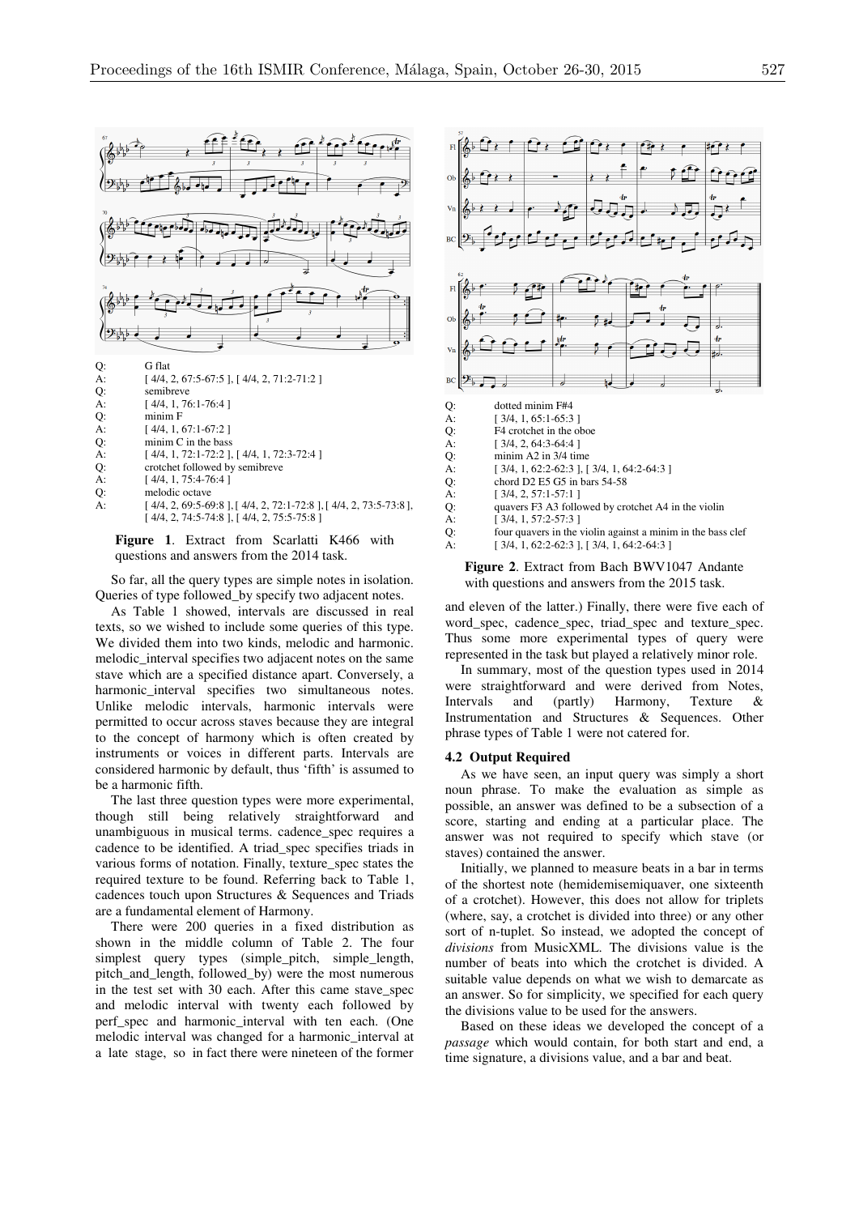Q: G flat
A: [ 4/4, 2, 67:5-67:5 ], [ 4/4, 2, 71:2-71:2 ]
Q: semibreve
A: [ 4/4, 1, 76:1-76:4 ]
Q: minim F
A: [ 4/4, 1, 67:1-67:2 ]
Q: minim C in the bass
A: [ 4/4, 1, 72:1-72:2 ], [ 4/4, 1, 72:3-72:4 ]
Q: crotchet followed by semibreve
A: [ 4/4, 1, 75:4-76:4 ]
Q: melodic octave
A: [ 4/4, 2, 69:5-69:8 ], [ 4/4, 2, 72:1-72:8 ], [ 4/4, 2, 73:5-73:8 ], [ 4/4, 2, 74:5-74:8 ], [ 4/4, 2, 75:5-75:8 ]

**Figure 1**. Extract from Scarlatti K466 with questions and answers from the 2014 task.

So far, all the query types are simple notes in isolation. Queries of type followed_by specify two adjacent notes.

As Table 1 showed, intervals are discussed in real texts, so we wished to include some queries of this type. We divided them into two kinds, melodic and harmonic. melodic_interval specifies two adjacent notes on the same stave which are a specified distance apart. Conversely, a harmonic_interval specifies two simultaneous notes. Unlike melodic intervals, harmonic intervals were permitted to occur across staves because they are integral to the concept of harmony which is often created by instruments or voices in different parts. Intervals are considered harmonic by default, thus 'fifth' is assumed to be a harmonic fifth.

The last three question types were more experimental, though still being relatively straightforward and unambiguous in musical terms. cadence_spec requires a cadence to be identified. A triad_spec specifies triads in various forms of notation. Finally, texture_spec states the required texture to be found. Referring back to Table 1, cadences touch upon Structures & Sequences and Triads are a fundamental element of Harmony.

There were 200 queries in a fixed distribution as shown in the middle column of Table 2. The four simplest query types (simple_pitch, simple_length, pitch_and_length, followed_by) were the most numerous in the test set with 30 each. After this came stave_spec and melodic interval with twenty each followed by perf_spec and harmonic_interval with ten each. (One melodic interval was changed for a harmonic_interval at a late stage, so in fact there were nineteen of the former and eleven of the latter.) Finally, there were five each of word_spec, cadence_spec, triad_spec and texture_spec. Thus some more experimental types of query were represented in the task but played a relatively minor role.

In summary, most of the question types used in 2014 were straightforward and were derived from Notes, Intervals and (partly) Harmony, Texture & Instrumentation and Structures & Sequences. Other phrase types of Table 1 were not catered for.

Q: dotted minim F#4
A: [ 3/4, 1, 65:1-65:3 ]
Q: F4 crotchet in the oboe
A: [ 3/4, 2, 64:3-64:4 ]
Q: minim A2 in 3/4 time
A: [ 3/4, 1, 62:2-62:3 ], [ 3/4, 1, 64:2-64:3 ]
Q: chord D2 E5 G5 in bars 54-58
A: [ 3/4, 2, 57:1-57:1 ]
Q: quavers F3 A3 followed by crotchet A4 in the violin
A: [ 3/4, 1, 57:2-57:3 ]
Q: four quavers in the violin against a minim in the bass clef
A: [ 3/4, 1, 62:2-62:3 ], [ 3/4, 1, 64:2-64:3 ]

**Figure 2**. Extract from Bach BWV1047 Andante with questions and answers from the 2015 task.

### 4.2 Output Required

As we have seen, an input query was simply a short noun phrase. To make the evaluation as simple as possible, an answer was defined to be a subsection of a score, starting and ending at a particular place. The answer was not required to specify which stave (or staves) contained the answer.

Initially, we planned to measure beats in a bar in terms of the shortest note (hemidemisemiquaver, one sixteenth of a crotchet). However, this does not allow for triplets (where, say, a crotchet is divided into three) or any other sort of n-tuplet. So instead, we adopted the concept of *divisions* from MusicXML. The divisions value is the number of beats into which the crotchet is divided. A suitable value depends on what we wish to demarcate as an answer. So for simplicity, we specified for each query the divisions value to be used for the answers.

Based on these ideas we developed the concept of a *passage* which would contain, for both start and end, a time signature, a divisions value, and a bar and beat.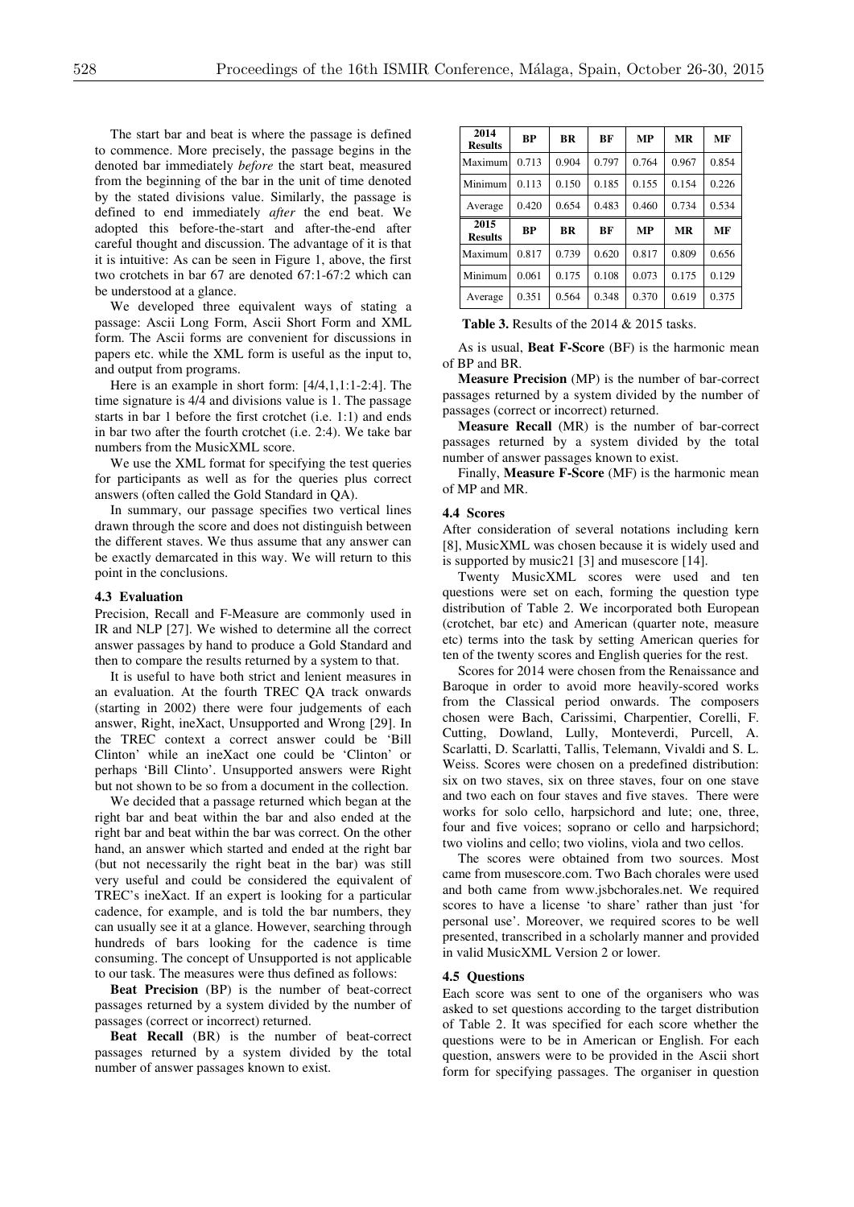The start bar and beat is where the passage is defined to commence. More precisely, the passage begins in the denoted bar immediately *before* the start beat, measured from the beginning of the bar in the unit of time denoted by the stated divisions value. Similarly, the passage is defined to end immediately *after* the end beat. We adopted this before-the-start and after-the-end after careful thought and discussion. The advantage of it is that it is intuitive: As can be seen in Figure 1, above, the first two crotchets in bar 67 are denoted 67:1-67:2 which can be understood at a glance.

We developed three equivalent ways of stating a passage: Ascii Long Form, Ascii Short Form and XML form. The Ascii forms are convenient for discussions in papers etc. while the XML form is useful as the input to, and output from programs.

Here is an example in short form: [4/4,1,1:1-2:4]. The time signature is 4/4 and divisions value is 1. The passage starts in bar 1 before the first crotchet (i.e. 1:1) and ends in bar two after the fourth crotchet (i.e. 2:4). We take bar numbers from the MusicXML score.

We use the XML format for specifying the test queries for participants as well as for the queries plus correct answers (often called the Gold Standard in QA).

In summary, our passage specifies two vertical lines drawn through the score and does not distinguish between the different staves. We thus assume that any answer can be exactly demarcated in this way. We will return to this point in the conclusions.

### 4.3 Evaluation

Precision, Recall and F-Measure are commonly used in IR and NLP [27]. We wished to determine all the correct answer passages by hand to produce a Gold Standard and then to compare the results returned by a system to that.

It is useful to have both strict and lenient measures in an evaluation. At the fourth TREC QA track onwards (starting in 2002) there were four judgements of each answer, Right, ineXact, Unsupported and Wrong [29]. In the TREC context a correct answer could be 'Bill Clinton' while an ineXact one could be 'Clinton' or perhaps 'Bill Clinto'. Unsupported answers were Right but not shown to be so from a document in the collection.

We decided that a passage returned which began at the right bar and beat within the bar and also ended at the right bar and beat within the bar was correct. On the other hand, an answer which started and ended at the right bar (but not necessarily the right beat in the bar) was still very useful and could be considered the equivalent of TREC's ineXact. If an expert is looking for a particular cadence, for example, and is told the bar numbers, they can usually see it at a glance. However, searching through hundreds of bars looking for the cadence is time consuming. The concept of Unsupported is not applicable to our task. The measures were thus defined as follows:

**Beat Precision** (BP) is the number of beat-correct passages returned by a system divided by the number of passages (correct or incorrect) returned.

**Beat Recall** (BR) is the number of beat-correct passages returned by a system divided by the total number of answer passages known to exist.

| 2014 Results | BP | BR | BF | MP | MR | MF |
|---|---|---|---|---|---|---|
| Maximum | 0.713 | 0.904 | 0.797 | 0.764 | 0.967 | 0.854 |
| Minimum | 0.113 | 0.150 | 0.185 | 0.155 | 0.154 | 0.226 |
| Average | 0.420 | 0.654 | 0.483 | 0.460 | 0.734 | 0.534 |
| **2015 Results** | **BP** | **BR** | **BF** | **MP** | **MR** | **MF** |
| Maximum | 0.817 | 0.739 | 0.620 | 0.817 | 0.809 | 0.656 |
| Minimum | 0.061 | 0.175 | 0.108 | 0.073 | 0.175 | 0.129 |
| Average | 0.351 | 0.564 | 0.348 | 0.370 | 0.619 | 0.375 |

**Table 3.** Results of the 2014 & 2015 tasks.

As is usual, **Beat F-Score** (BF) is the harmonic mean of BP and BR.

**Measure Precision** (MP) is the number of bar-correct passages returned by a system divided by the number of passages (correct or incorrect) returned.

**Measure Recall** (MR) is the number of bar-correct passages returned by a system divided by the total number of answer passages known to exist.

Finally, **Measure F-Score** (MF) is the harmonic mean of MP and MR.

### 4.4 Scores

After consideration of several notations including kern [8], MusicXML was chosen because it is widely used and is supported by music21 [3] and musescore [14].

Twenty MusicXML scores were used and ten questions were set on each, forming the question type distribution of Table 2. We incorporated both European (crotchet, bar etc) and American (quarter note, measure etc) terms into the task by setting American queries for ten of the twenty scores and English queries for the rest.

Scores for 2014 were chosen from the Renaissance and Baroque in order to avoid more heavily-scored works from the Classical period onwards. The composers chosen were Bach, Carissimi, Charpentier, Corelli, F. Cutting, Dowland, Lully, Monteverdi, Purcell, A. Scarlatti, D. Scarlatti, Tallis, Telemann, Vivaldi and S. L. Weiss. Scores were chosen on a predefined distribution: six on two staves, six on three staves, four on one stave and two each on four staves and five staves. There were works for solo cello, harpsichord and lute; one, three, four and five voices; soprano or cello and harpsichord; two violins and cello; two violins, viola and two cellos.

The scores were obtained from two sources. Most came from musescore.com. Two Bach chorales were used and both came from www.jsbchorales.net. We required scores to have a license 'to share' rather than just 'for personal use'. Moreover, we required scores to be well presented, transcribed in a scholarly manner and provided in valid MusicXML Version 2 or lower.

### 4.5 Questions

Each score was sent to one of the organisers who was asked to set questions according to the target distribution of Table 2. It was specified for each score whether the questions were to be in American or English. For each question, answers were to be provided in the Ascii short form for specifying passages. The organiser in question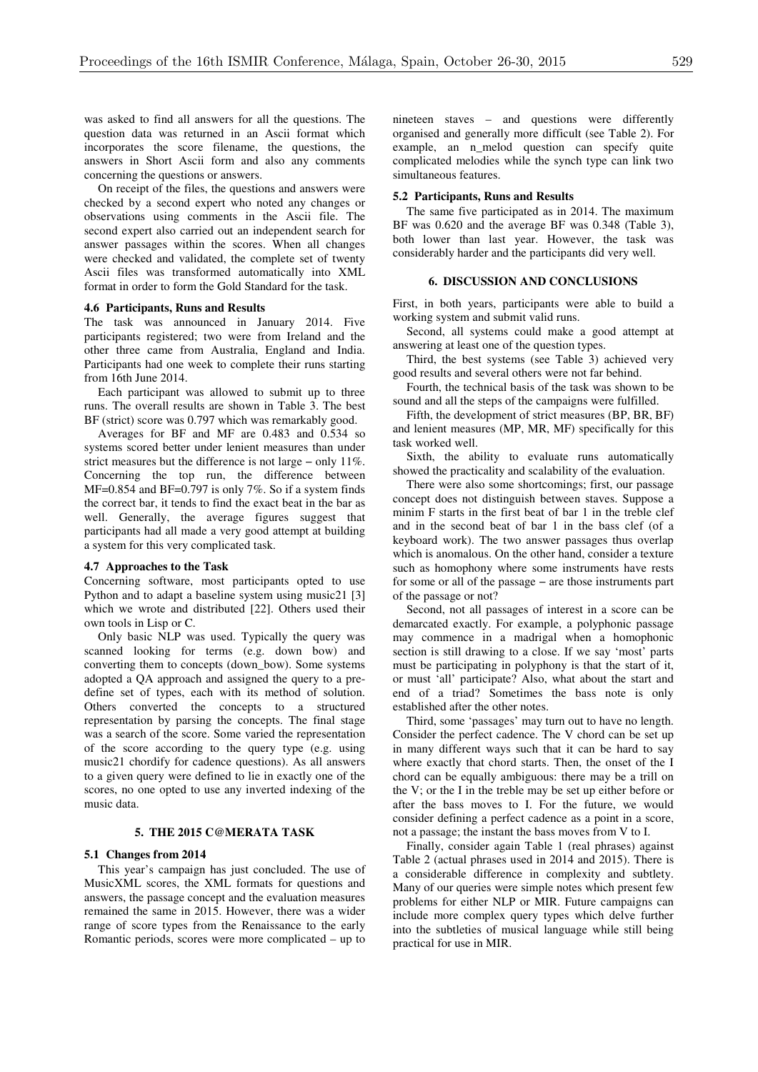was asked to find all answers for all the questions. The question data was returned in an Ascii format which incorporates the score filename, the questions, the answers in Short Ascii form and also any comments concerning the questions or answers.

On receipt of the files, the questions and answers were checked by a second expert who noted any changes or observations using comments in the Ascii file. The second expert also carried out an independent search for answer passages within the scores. When all changes were checked and validated, the complete set of twenty Ascii files was transformed automatically into XML format in order to form the Gold Standard for the task.

### 4.6 Participants, Runs and Results

The task was announced in January 2014. Five participants registered; two were from Ireland and the other three came from Australia, England and India. Participants had one week to complete their runs starting from 16th June 2014.

Each participant was allowed to submit up to three runs. The overall results are shown in Table 3. The best BF (strict) score was 0.797 which was remarkably good.

Averages for BF and MF are 0.483 and 0.534 so systems scored better under lenient measures than under strict measures but the difference is not large – only 11%. Concerning the top run, the difference between MF=0.854 and BF=0.797 is only 7%. So if a system finds the correct bar, it tends to find the exact beat in the bar as well. Generally, the average figures suggest that participants had all made a very good attempt at building a system for this very complicated task.

### 4.7 Approaches to the Task

Concerning software, most participants opted to use Python and to adapt a baseline system using music21 [3] which we wrote and distributed [22]. Others used their own tools in Lisp or C.

Only basic NLP was used. Typically the query was scanned looking for terms (e.g. down bow) and converting them to concepts (down_bow). Some systems adopted a QA approach and assigned the query to a pre-define set of types, each with its method of solution. Others converted the concepts to a structured representation by parsing the concepts. The final stage was a search of the score. Some varied the representation of the score according to the query type (e.g. using music21 chordify for cadence questions). As all answers to a given query were defined to lie in exactly one of the scores, no one opted to use any inverted indexing of the music data.

## 5. THE 2015 C@MERATA TASK

### 5.1 Changes from 2014

This year's campaign has just concluded. The use of MusicXML scores, the XML formats for questions and answers, the passage concept and the evaluation measures remained the same in 2015. However, there was a wider range of score types from the Renaissance to the early Romantic periods, scores were more complicated – up to nineteen staves – and questions were differently organised and generally more difficult (see Table 2). For example, an n_melod question can specify quite complicated melodies while the synch type can link two simultaneous features.

### 5.2 Participants, Runs and Results

The same five participated as in 2014. The maximum BF was 0.620 and the average BF was 0.348 (Table 3), both lower than last year. However, the task was considerably harder and the participants did very well.

## 6. DISCUSSION AND CONCLUSIONS

First, in both years, participants were able to build a working system and submit valid runs.

Second, all systems could make a good attempt at answering at least one of the question types.

Third, the best systems (see Table 3) achieved very good results and several others were not far behind.

Fourth, the technical basis of the task was shown to be sound and all the steps of the campaigns were fulfilled.

Fifth, the development of strict measures (BP, BR, BF) and lenient measures (MP, MR, MF) specifically for this task worked well.

Sixth, the ability to evaluate runs automatically showed the practicality and scalability of the evaluation.

There were also some shortcomings; first, our passage concept does not distinguish between staves. Suppose a minim F starts in the first beat of bar 1 in the treble clef and in the second beat of bar 1 in the bass clef (of a keyboard work). The two answer passages thus overlap which is anomalous. On the other hand, consider a texture such as homophony where some instruments have rests for some or all of the passage – are those instruments part of the passage or not?

Second, not all passages of interest in a score can be demarcated exactly. For example, a polyphonic passage may commence in a madrigal when a homophonic section is still drawing to a close. If we say 'most' parts must be participating in polyphony is that the start of it, or must 'all' participate? Also, what about the start and end of a triad? Sometimes the bass note is only established after the other notes.

Third, some 'passages' may turn out to have no length. Consider the perfect cadence. The V chord can be set up in many different ways such that it can be hard to say where exactly that chord starts. Then, the onset of the I chord can be equally ambiguous: there may be a trill on the V; or the I in the treble may be set up either before or after the bass moves to I. For the future, we would consider defining a perfect cadence as a point in a score, not a passage; the instant the bass moves from V to I.

Finally, consider again Table 1 (real phrases) against Table 2 (actual phrases used in 2014 and 2015). There is a considerable difference in complexity and subtlety. Many of our queries were simple notes which present few problems for either NLP or MIR. Future campaigns can include more complex query types which delve further into the subtleties of musical language while still being practical for use in MIR.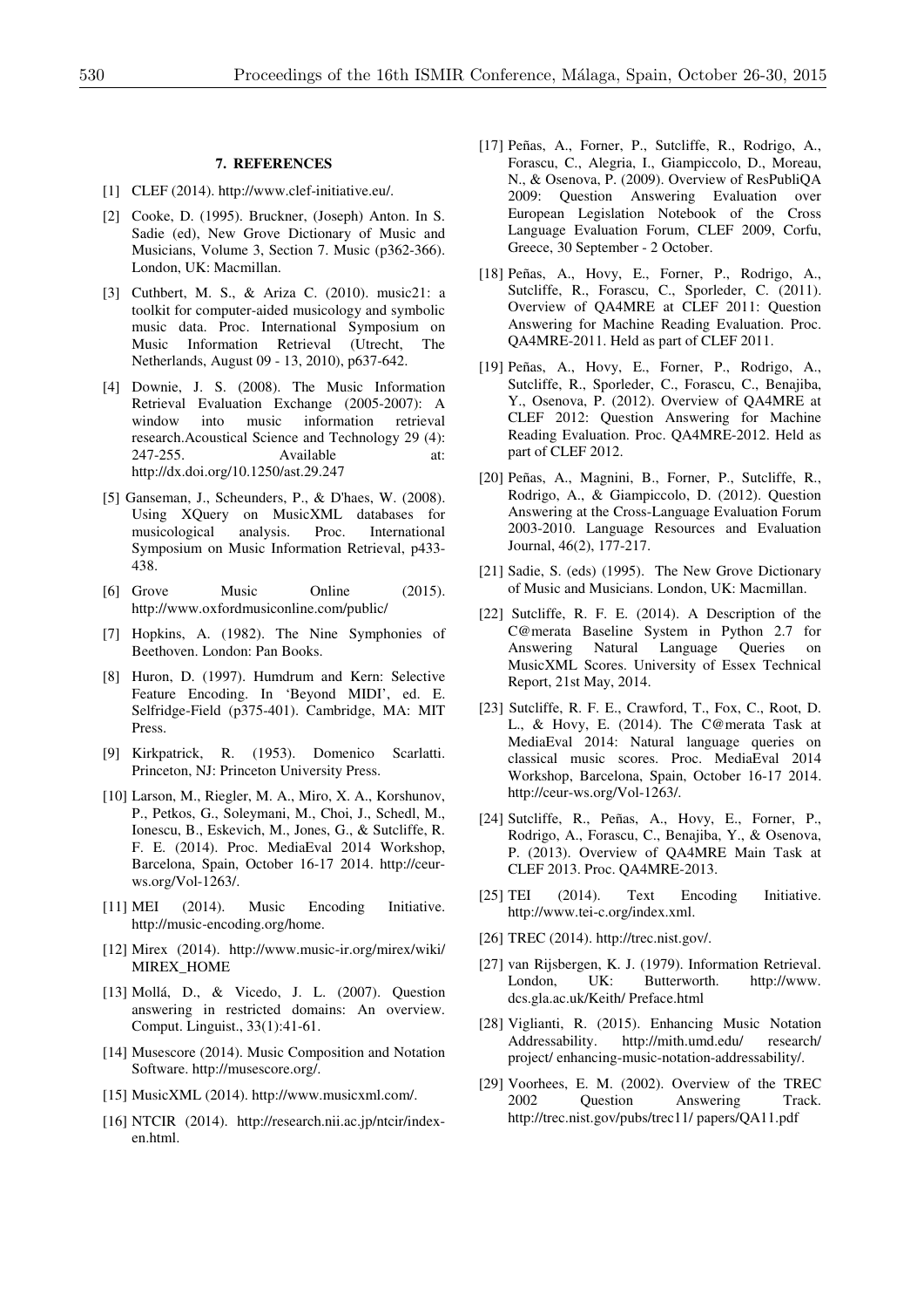## 7. REFERENCES

[1] CLEF (2014). http://www.clef-initiative.eu/.

[2] Cooke, D. (1995). Bruckner, (Joseph) Anton. In S. Sadie (ed), New Grove Dictionary of Music and Musicians, Volume 3, Section 7. Music (p362-366). London, UK: Macmillan.

[3] Cuthbert, M. S., & Ariza C. (2010). music21: a toolkit for computer-aided musicology and symbolic music data. Proc. International Symposium on Music Information Retrieval (Utrecht, The Netherlands, August 09 - 13, 2010), p637-642.

[4] Downie, J. S. (2008). The Music Information Retrieval Evaluation Exchange (2005-2007): A window into music information retrieval research.Acoustical Science and Technology 29 (4): 247-255. Available at: http://dx.doi.org/10.1250/ast.29.247

[5] Ganseman, J., Scheunders, P., & D'haes, W. (2008). Using XQuery on MusicXML databases for musicological analysis. Proc. International Symposium on Music Information Retrieval, p433-438.

[6] Grove Music Online (2015). http://www.oxfordmusiconline.com/public/

[7] Hopkins, A. (1982). The Nine Symphonies of Beethoven. London: Pan Books.

[8] Huron, D. (1997). Humdrum and Kern: Selective Feature Encoding. In 'Beyond MIDI', ed. E. Selfridge-Field (p375-401). Cambridge, MA: MIT Press.

[9] Kirkpatrick, R. (1953). Domenico Scarlatti. Princeton, NJ: Princeton University Press.

[10] Larson, M., Riegler, M. A., Miro, X. A., Korshunov, P., Petkos, G., Soleymani, M., Choi, J., Schedl, M., Ionescu, B., Eskevich, M., Jones, G., & Sutcliffe, R. F. E. (2014). Proc. MediaEval 2014 Workshop, Barcelona, Spain, October 16-17 2014. http://ceur-ws.org/Vol-1263/.

[11] MEI (2014). Music Encoding Initiative. http://music-encoding.org/home.

[12] Mirex (2014). http://www.music-ir.org/mirex/wiki/ MIREX_HOME

[13] Mollá, D., & Vicedo, J. L. (2007). Question answering in restricted domains: An overview. Comput. Linguist., 33(1):41-61.

[14] Musescore (2014). Music Composition and Notation Software. http://musescore.org/.

[15] MusicXML (2014). http://www.musicxml.com/.

[16] NTCIR (2014). http://research.nii.ac.jp/ntcir/index-en.html.

[17] Peñas, A., Forner, P., Sutcliffe, R., Rodrigo, A., Forascu, C., Alegria, I., Giampiccolo, D., Moreau, N., & Osenova, P. (2009). Overview of ResPubliQA 2009: Question Answering Evaluation over European Legislation Notebook of the Cross Language Evaluation Forum, CLEF 2009, Corfu, Greece, 30 September - 2 October.

[18] Peñas, A., Hovy, E., Forner, P., Rodrigo, A., Sutcliffe, R., Forascu, C., Sporleder, C. (2011). Overview of QA4MRE at CLEF 2011: Question Answering for Machine Reading Evaluation. Proc. QA4MRE-2011. Held as part of CLEF 2011.

[19] Peñas, A., Hovy, E., Forner, P., Rodrigo, A., Sutcliffe, R., Sporleder, C., Forascu, C., Benajiba, Y., Osenova, P. (2012). Overview of QA4MRE at CLEF 2012: Question Answering for Machine Reading Evaluation. Proc. QA4MRE-2012. Held as part of CLEF 2012.

[20] Peñas, A., Magnini, B., Forner, P., Sutcliffe, R., Rodrigo, A., & Giampiccolo, D. (2012). Question Answering at the Cross-Language Evaluation Forum 2003-2010. Language Resources and Evaluation Journal, 46(2), 177-217.

[21] Sadie, S. (eds) (1995). The New Grove Dictionary of Music and Musicians. London, UK: Macmillan.

[22] Sutcliffe, R. F. E. (2014). A Description of the C@merata Baseline System in Python 2.7 for Answering Natural Language Queries on MusicXML Scores. University of Essex Technical Report, 21st May, 2014.

[23] Sutcliffe, R. F. E., Crawford, T., Fox, C., Root, D. L., & Hovy, E. (2014). The C@merata Task at MediaEval 2014: Natural language queries on classical music scores. Proc. MediaEval 2014 Workshop, Barcelona, Spain, October 16-17 2014. http://ceur-ws.org/Vol-1263/.

[24] Sutcliffe, R., Peñas, A., Hovy, E., Forner, P., Rodrigo, A., Forascu, C., Benajiba, Y., & Osenova, P. (2013). Overview of QA4MRE Main Task at CLEF 2013. Proc. QA4MRE-2013.

[25] TEI (2014). Text Encoding Initiative. http://www.tei-c.org/index.xml.

[26] TREC (2014). http://trec.nist.gov/.

[27] van Rijsbergen, K. J. (1979). Information Retrieval. London, UK: Butterworth. http://www. dcs.gla.ac.uk/Keith/ Preface.html

[28] Viglianti, R. (2015). Enhancing Music Notation Addressability. http://mith.umd.edu/ research/ project/ enhancing-music-notation-addressability/.

[29] Voorhees, E. M. (2002). Overview of the TREC 2002 Question Answering Track. http://trec.nist.gov/pubs/trec11/ papers/QA11.pdf